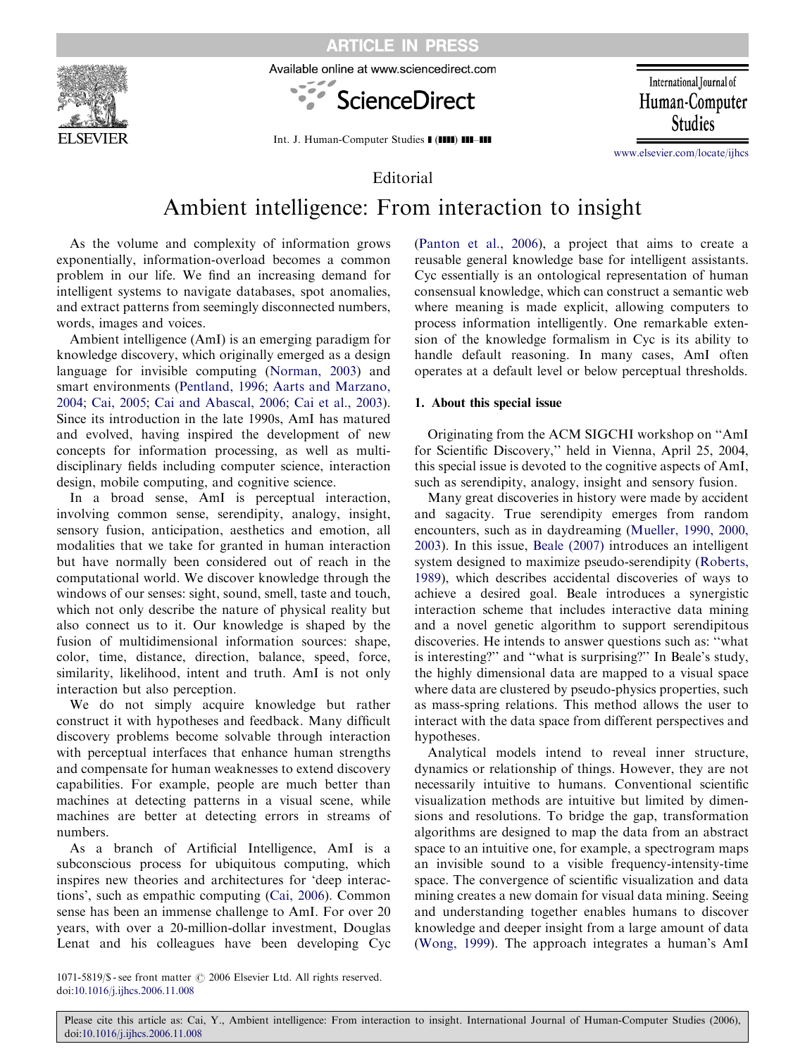Editorial

# Ambient intelligence: From interaction to insight

As the volume and complexity of information grows exponentially, information-overload becomes a common problem in our life. We find an increasing demand for intelligent systems to navigate databases, spot anomalies, and extract patterns from seemingly disconnected numbers, words, images and voices.

Ambient intelligence (AmI) is an emerging paradigm for knowledge discovery, which originally emerged as a design language for invisible computing (Norman, 2003) and smart environments (Pentland, 1996; Aarts and Marzano, 2004; Cai, 2005; Cai and Abascal, 2006; Cai et al., 2003). Since its introduction in the late 1990s, AmI has matured and evolved, having inspired the development of new concepts for information processing, as well as multidisciplinary fields including computer science, interaction design, mobile computing, and cognitive science.

In a broad sense, AmI is perceptual interaction, involving common sense, serendipity, analogy, insight, sensory fusion, anticipation, aesthetics and emotion, all modalities that we take for granted in human interaction but have normally been considered out of reach in the computational world. We discover knowledge through the windows of our senses: sight, sound, smell, taste and touch, which not only describe the nature of physical reality but also connect us to it. Our knowledge is shaped by the fusion of multidimensional information sources: shape, color, time, distance, direction, balance, speed, force, similarity, likelihood, intent and truth. AmI is not only interaction but also perception.

We do not simply acquire knowledge but rather construct it with hypotheses and feedback. Many difficult discovery problems become solvable through interaction with perceptual interfaces that enhance human strengths and compensate for human weaknesses to extend discovery capabilities. For example, people are much better than machines at detecting patterns in a visual scene, while machines are better at detecting errors in streams of numbers.

As a branch of Artificial Intelligence, AmI is a subconscious process for ubiquitous computing, which inspires new theories and architectures for 'deep interactions', such as empathic computing (Cai, 2006). Common sense has been an immense challenge to AmI. For over 20 years, with over a 20-million-dollar investment, Douglas Lenat and his colleagues have been developing Cyc (Panton et al., 2006), a project that aims to create a reusable general knowledge base for intelligent assistants. Cyc essentially is an ontological representation of human consensual knowledge, which can construct a semantic web where meaning is made explicit, allowing computers to process information intelligently. One remarkable extension of the knowledge formalism in Cyc is its ability to handle default reasoning. In many cases, AmI often operates at a default level or below perceptual thresholds.

## 1. About this special issue

Originating from the ACM SIGCHI workshop on "AmI for Scientific Discovery," held in Vienna, April 25, 2004, this special issue is devoted to the cognitive aspects of AmI, such as serendipity, analogy, insight and sensory fusion.

Many great discoveries in history were made by accident and sagacity. True serendipity emerges from random encounters, such as in daydreaming (Mueller, 1990, 2000, 2003). In this issue, Beale (2007) introduces an intelligent system designed to maximize pseudo-serendipity (Roberts, 1989), which describes accidental discoveries of ways to achieve a desired goal. Beale introduces a synergistic interaction scheme that includes interactive data mining and a novel genetic algorithm to support serendipitous discoveries. He intends to answer questions such as: "what is interesting?" and "what is surprising?" In Beale's study, the highly dimensional data are mapped to a visual space where data are clustered by pseudo-physics properties, such as mass-spring relations. This method allows the user to interact with the data space from different perspectives and hypotheses.

Analytical models intend to reveal inner structure, dynamics or relationship of things. However, they are not necessarily intuitive to humans. Conventional scientific visualization methods are intuitive but limited by dimensions and resolutions. To bridge the gap, transformation algorithms are designed to map the data from an abstract space to an intuitive one, for example, a spectrogram maps an invisible sound to a visible frequency-intensity-time space. The convergence of scientific visualization and data mining creates a new domain for visual data mining. Seeing and understanding together enables humans to discover knowledge and deeper insight from a large amount of data (Wong, 1999). The approach integrates a human's AmI

1071-5819/$ - see front matter © 2006 Elsevier Ltd. All rights reserved.
doi:10.1016/j.ijhcs.2006.11.008

Please cite this article as: Cai, Y., Ambient intelligence: From interaction to insight. International Journal of Human-Computer Studies (2006), doi:10.1016/j.ijhcs.2006.11.008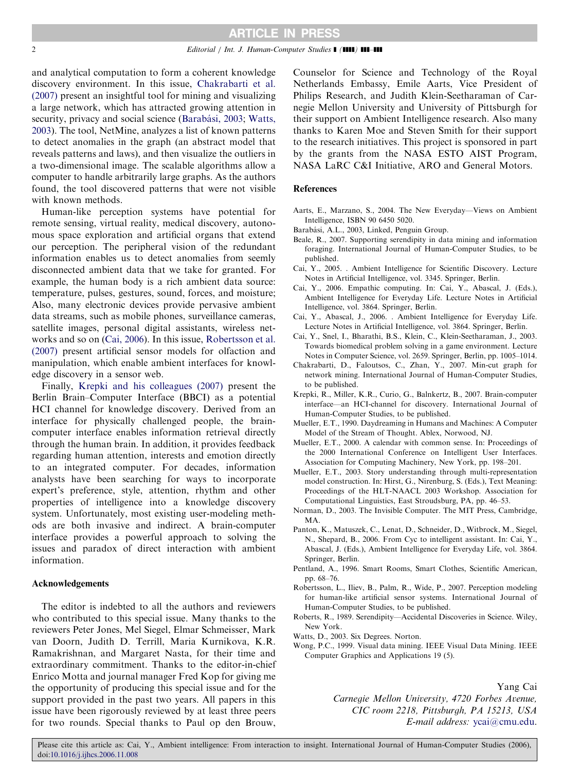and analytical computation to form a coherent knowledge discovery environment. In this issue, Chakrabarti et al. (2007) present an insightful tool for mining and visualizing a large network, which has attracted growing attention in security, privacy and social science (Barabási, 2003; Watts, 2003). The tool, NetMine, analyzes a list of known patterns to detect anomalies in the graph (an abstract model that reveals patterns and laws), and then visualize the outliers in a two-dimensional image. The scalable algorithms allow a computer to handle arbitrarily large graphs. As the authors found, the tool discovered patterns that were not visible with known methods.

Human-like perception systems have potential for remote sensing, virtual reality, medical discovery, autonomous space exploration and artificial organs that extend our perception. The peripheral vision of the redundant information enables us to detect anomalies from seemly disconnected ambient data that we take for granted. For example, the human body is a rich ambient data source: temperature, pulses, gestures, sound, forces, and moisture; Also, many electronic devices provide pervasive ambient data streams, such as mobile phones, surveillance cameras, satellite images, personal digital assistants, wireless networks and so on (Cai, 2006). In this issue, Robertsson et al. (2007) present artificial sensor models for olfaction and manipulation, which enable ambient interfaces for knowledge discovery in a sensor web.

Finally, Krepki and his colleagues (2007) present the Berlin Brain–Computer Interface (BBCI) as a potential HCI channel for knowledge discovery. Derived from an interface for physically challenged people, the brain-computer interface enables information retrieval directly through the human brain. In addition, it provides feedback regarding human attention, interests and emotion directly to an integrated computer. For decades, information analysts have been searching for ways to incorporate expert's preference, style, attention, rhythm and other properties of intelligence into a knowledge discovery system. Unfortunately, most existing user-modeling methods are both invasive and indirect. A brain-computer interface provides a powerful approach to solving the issues and paradox of direct interaction with ambient information.

## Acknowledgements

The editor is indebted to all the authors and reviewers who contributed to this special issue. Many thanks to the reviewers Peter Jones, Mel Siegel, Elmar Schmeisser, Mark van Doorn, Judith D. Terrill, Maria Kurnikova, K.R. Ramakrishnan, and Margaret Nasta, for their time and extraordinary commitment. Thanks to the editor-in-chief Enrico Motta and journal manager Fred Kop for giving me the opportunity of producing this special issue and for the support provided in the past two years. All papers in this issue have been rigorously reviewed by at least three peers for two rounds. Special thanks to Paul op den Brouw, Counselor for Science and Technology of the Royal Netherlands Embassy, Emile Aarts, Vice President of Philips Research, and Judith Klein-Seetharaman of Carnegie Mellon University and University of Pittsburgh for their support on Ambient Intelligence research. Also many thanks to Karen Moe and Steven Smith for their support to the research initiatives. This project is sponsored in part by the grants from the NASA ESTO AIST Program, NASA LaRC C&I Initiative, ARO and General Motors.

## References

Aarts, E., Marzano, S., 2004. The New Everyday—Views on Ambient Intelligence, ISBN 90 6450 5020.

Barabási, A.L., 2003, Linked, Penguin Group.

Beale, R., 2007. Supporting serendipity in data mining and information foraging. International Journal of Human-Computer Studies, to be published.

Cai, Y., 2005. . Ambient Intelligence for Scientific Discovery. Lecture Notes in Artificial Intelligence, vol. 3345. Springer, Berlin.

Cai, Y., 2006. Empathic computing. In: Cai, Y., Abascal, J. (Eds.), Ambient Intelligence for Everyday Life. Lecture Notes in Artificial Intelligence, vol. 3864. Springer, Berlin.

Cai, Y., Abascal, J., 2006. . Ambient Intelligence for Everyday Life. Lecture Notes in Artificial Intelligence, vol. 3864. Springer, Berlin.

Cai, Y., Snel, I., Bharathi, B.S., Klein, C., Klein-Seetharaman, J., 2003. Towards biomedical problem solving in a game environment. Lecture Notes in Computer Science, vol. 2659. Springer, Berlin, pp. 1005–1014.

Chakrabarti, D., Faloutsos, C., Zhan, Y., 2007. Min-cut graph for network mining. International Journal of Human-Computer Studies, to be published.

Krepki, R., Miller, K.R., Curio, G., Balnkertz, B., 2007. Brain-computer interface—an HCI-channel for discovery. International Journal of Human-Computer Studies, to be published.

Mueller, E.T., 1990. Daydreaming in Humans and Machines: A Computer Model of the Stream of Thought. Ablex, Norwood, NJ.

Mueller, E.T., 2000. A calendar with common sense. In: Proceedings of the 2000 International Conference on Intelligent User Interfaces. Association for Computing Machinery, New York, pp. 198–201.

Mueller, E.T., 2003. Story understanding through multi-representation model construction. In: Hirst, G., Nirenburg, S. (Eds.), Text Meaning: Proceedings of the HLT-NAACL 2003 Workshop. Association for Computational Linguistics, East Stroudsburg, PA, pp. 46–53.

Norman, D., 2003. The Invisible Computer. The MIT Press, Cambridge, MA.

Panton, K., Matuszek, C., Lenat, D., Schneider, D., Witbrock, M., Siegel, N., Shepard, B., 2006. From Cyc to intelligent assistant. In: Cai, Y., Abascal, J. (Eds.), Ambient Intelligence for Everyday Life, vol. 3864. Springer, Berlin.

Pentland, A., 1996. Smart Rooms, Smart Clothes, Scientific American, pp. 68–76.

Robertsson, L., Iliev, B., Palm, R., Wide, P., 2007. Perception modeling for human-like artificial sensor systems. International Journal of Human-Computer Studies, to be published.

Roberts, R., 1989. Serendipity—Accidental Discoveries in Science. Wiley, New York.

Watts, D., 2003. Six Degrees. Norton.

Wong, P.C., 1999. Visual data mining. IEEE Visual Data Mining. IEEE Computer Graphics and Applications 19 (5).

Yang Cai
*Carnegie Mellon University, 4720 Forbes Avenue, CIC room 2218, Pittsburgh, PA 15213, USA*
*E-mail address:* ycai@cmu.edu.